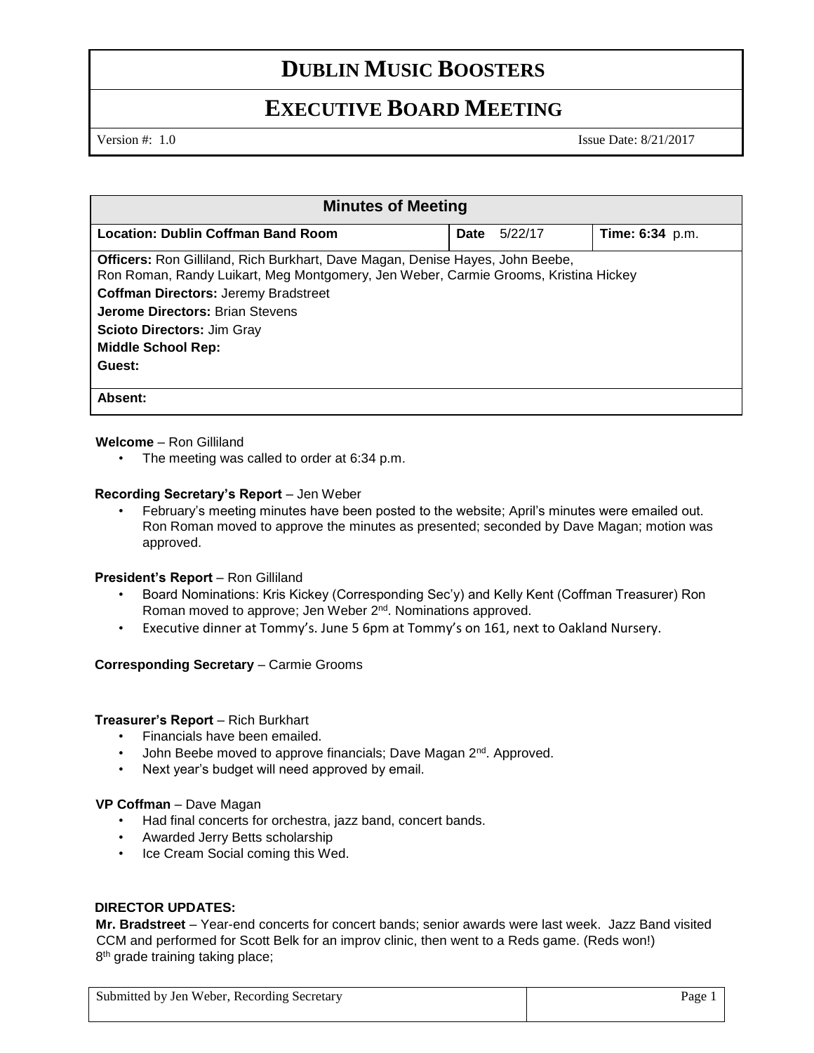# DUBLIN MUSIC BOOSTERS

## EXECUTIVE BOARD MEETING

Version #: 1.0 Issue Date: 8/21/2017

| Minutes of Meeting | | |
|---|---|---|
| **Location: Dublin Coffman Band Room** | **Date** 5/22/17 | **Time: 6:34** p.m. |
| **Officers:** Ron Gilliland, Rich Burkhart, Dave Magan, Denise Hayes, John Beebe, Ron Roman, Randy Luikart, Meg Montgomery, Jen Weber, Carmie Grooms, Kristina Hickey<br>**Coffman Directors:** Jeremy Bradstreet<br>**Jerome Directors:** Brian Stevens<br>**Scioto Directors:** Jim Gray<br>**Middle School Rep:**<br>**Guest:** | | |
| **Absent:** | | |

**Welcome** – Ron Gilliland

- The meeting was called to order at 6:34 p.m.

**Recording Secretary's Report** – Jen Weber

- February's meeting minutes have been posted to the website; April's minutes were emailed out. Ron Roman moved to approve the minutes as presented; seconded by Dave Magan; motion was approved.

**President's Report** – Ron Gilliland

- Board Nominations: Kris Kickey (Corresponding Sec'y) and Kelly Kent (Coffman Treasurer) Ron Roman moved to approve; Jen Weber 2nd. Nominations approved.
- Executive dinner at Tommy's. June 5 6pm at Tommy's on 161, next to Oakland Nursery.

**Corresponding Secretary** – Carmie Grooms

**Treasurer's Report** – Rich Burkhart

- Financials have been emailed.
- John Beebe moved to approve financials; Dave Magan 2nd. Approved.
- Next year's budget will need approved by email.

**VP Coffman** – Dave Magan

- Had final concerts for orchestra, jazz band, concert bands.
- Awarded Jerry Betts scholarship
- Ice Cream Social coming this Wed.

**DIRECTOR UPDATES:**

**Mr. Bradstreet** – Year-end concerts for concert bands; senior awards were last week. Jazz Band visited CCM and performed for Scott Belk for an improv clinic, then went to a Reds game. (Reds won!)
8th grade training taking place;

Submitted by Jen Weber, Recording Secretary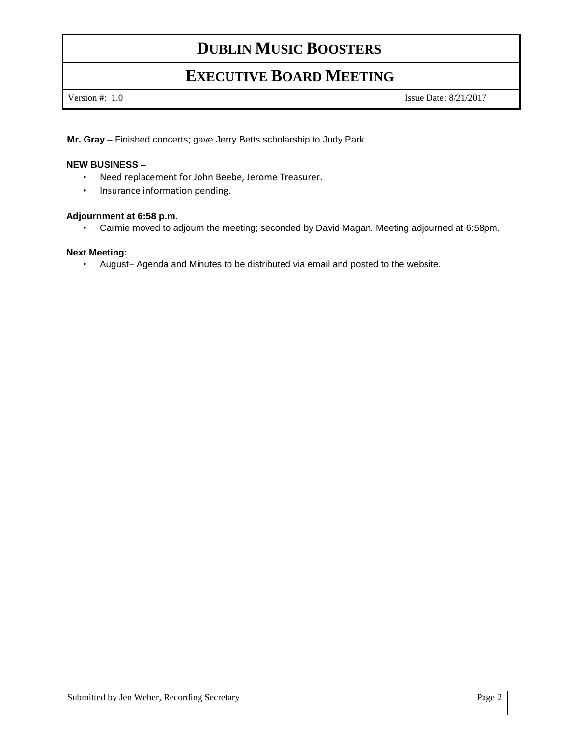**Mr. Gray** – Finished concerts; gave Jerry Betts scholarship to Judy Park.

**NEW BUSINESS –**

- Need replacement for John Beebe, Jerome Treasurer.
- Insurance information pending.

**Adjournment at 6:58 p.m.**

- Carmie moved to adjourn the meeting; seconded by David Magan. Meeting adjourned at 6:58pm.

**Next Meeting:**

- August– Agenda and Minutes to be distributed via email and posted to the website.